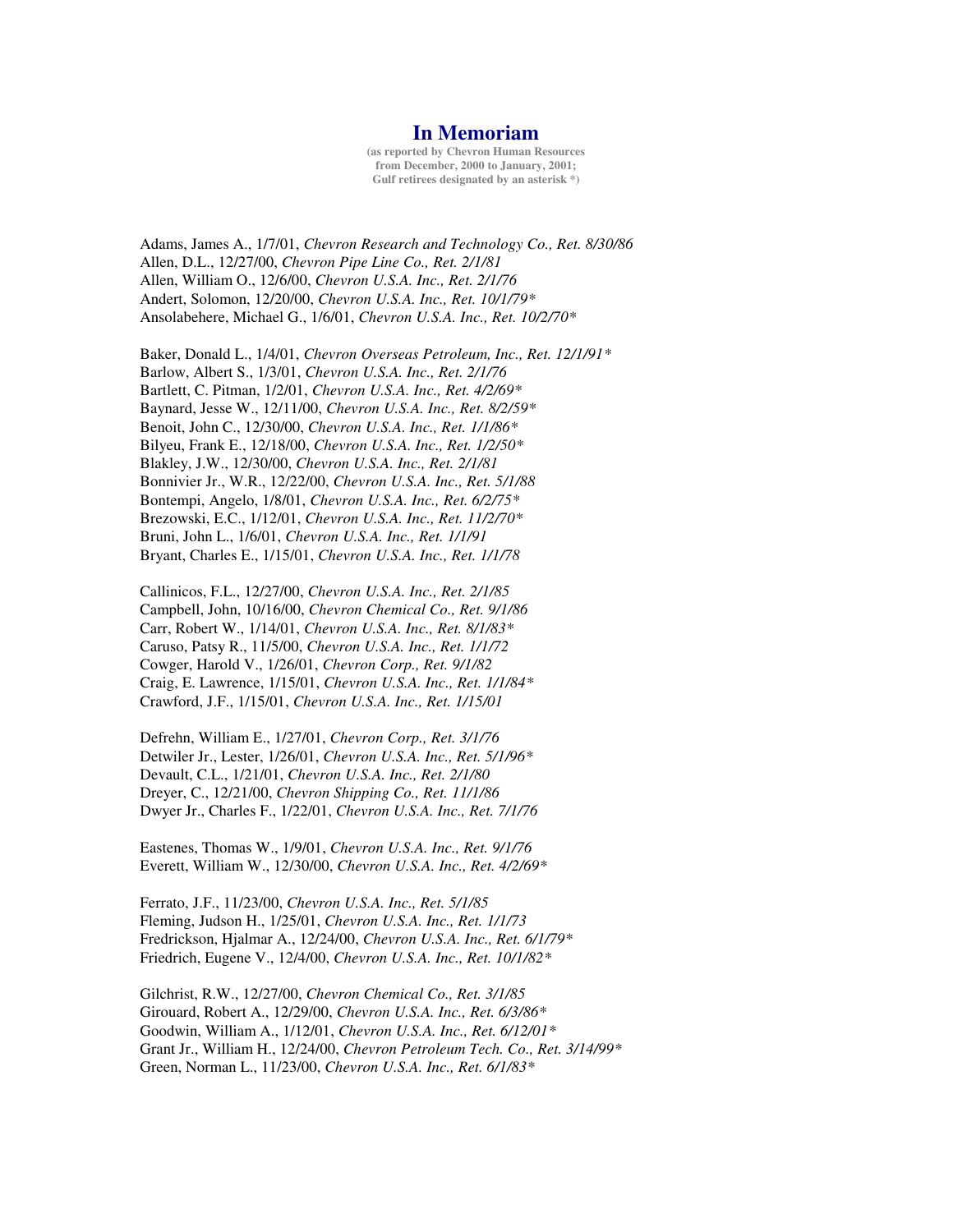# In Memoriam

**(as reported by Chevron Human Resources from December, 2000 to January, 2001; Gulf retirees designated by an asterisk *)**

Adams, James A., 1/7/01, *Chevron Research and Technology Co., Ret. 8/30/86*
Allen, D.L., 12/27/00, *Chevron Pipe Line Co., Ret. 2/1/81*
Allen, William O., 12/6/00, *Chevron U.S.A. Inc., Ret. 2/1/76*
Andert, Solomon, 12/20/00, *Chevron U.S.A. Inc., Ret. 10/1/79**
Ansolabehere, Michael G., 1/6/01, *Chevron U.S.A. Inc., Ret. 10/2/70**

Baker, Donald L., 1/4/01, *Chevron Overseas Petroleum, Inc., Ret. 12/1/91**
Barlow, Albert S., 1/3/01, *Chevron U.S.A. Inc., Ret. 2/1/76*
Bartlett, C. Pitman, 1/2/01, *Chevron U.S.A. Inc., Ret. 4/2/69**
Baynard, Jesse W., 12/11/00, *Chevron U.S.A. Inc., Ret. 8/2/59**
Benoit, John C., 12/30/00, *Chevron U.S.A. Inc., Ret. 1/1/86**
Bilyeu, Frank E., 12/18/00, *Chevron U.S.A. Inc., Ret. 1/2/50**
Blakley, J.W., 12/30/00, *Chevron U.S.A. Inc., Ret. 2/1/81*
Bonnivier Jr., W.R., 12/22/00, *Chevron U.S.A. Inc., Ret. 5/1/88*
Bontempi, Angelo, 1/8/01, *Chevron U.S.A. Inc., Ret. 6/2/75**
Brezowski, E.C., 1/12/01, *Chevron U.S.A. Inc., Ret. 11/2/70**
Bruni, John L., 1/6/01, *Chevron U.S.A. Inc., Ret. 1/1/91*
Bryant, Charles E., 1/15/01, *Chevron U.S.A. Inc., Ret. 1/1/78*

Callinicos, F.L., 12/27/00, *Chevron U.S.A. Inc., Ret. 2/1/85*
Campbell, John, 10/16/00, *Chevron Chemical Co., Ret. 9/1/86*
Carr, Robert W., 1/14/01, *Chevron U.S.A. Inc., Ret. 8/1/83**
Caruso, Patsy R., 11/5/00, *Chevron U.S.A. Inc., Ret. 1/1/72*
Cowger, Harold V., 1/26/01, *Chevron Corp., Ret. 9/1/82*
Craig, E. Lawrence, 1/15/01, *Chevron U.S.A. Inc., Ret. 1/1/84**
Crawford, J.F., 1/15/01, *Chevron U.S.A. Inc., Ret. 1/15/01*

Defrehn, William E., 1/27/01, *Chevron Corp., Ret. 3/1/76*
Detwiler Jr., Lester, 1/26/01, *Chevron U.S.A. Inc., Ret. 5/1/96**
Devault, C.L., 1/21/01, *Chevron U.S.A. Inc., Ret. 2/1/80*
Dreyer, C., 12/21/00, *Chevron Shipping Co., Ret. 11/1/86*
Dwyer Jr., Charles F., 1/22/01, *Chevron U.S.A. Inc., Ret. 7/1/76*

Eastenes, Thomas W., 1/9/01, *Chevron U.S.A. Inc., Ret. 9/1/76*
Everett, William W., 12/30/00, *Chevron U.S.A. Inc., Ret. 4/2/69**

Ferrato, J.F., 11/23/00, *Chevron U.S.A. Inc., Ret. 5/1/85*
Fleming, Judson H., 1/25/01, *Chevron U.S.A. Inc., Ret. 1/1/73*
Fredrickson, Hjalmar A., 12/24/00, *Chevron U.S.A. Inc., Ret. 6/1/79**
Friedrich, Eugene V., 12/4/00, *Chevron U.S.A. Inc., Ret. 10/1/82**

Gilchrist, R.W., 12/27/00, *Chevron Chemical Co., Ret. 3/1/85*
Girouard, Robert A., 12/29/00, *Chevron U.S.A. Inc., Ret. 6/3/86**
Goodwin, William A., 1/12/01, *Chevron U.S.A. Inc., Ret. 6/12/01**
Grant Jr., William H., 12/24/00, *Chevron Petroleum Tech. Co., Ret. 3/14/99**
Green, Norman L., 11/23/00, *Chevron U.S.A. Inc., Ret. 6/1/83**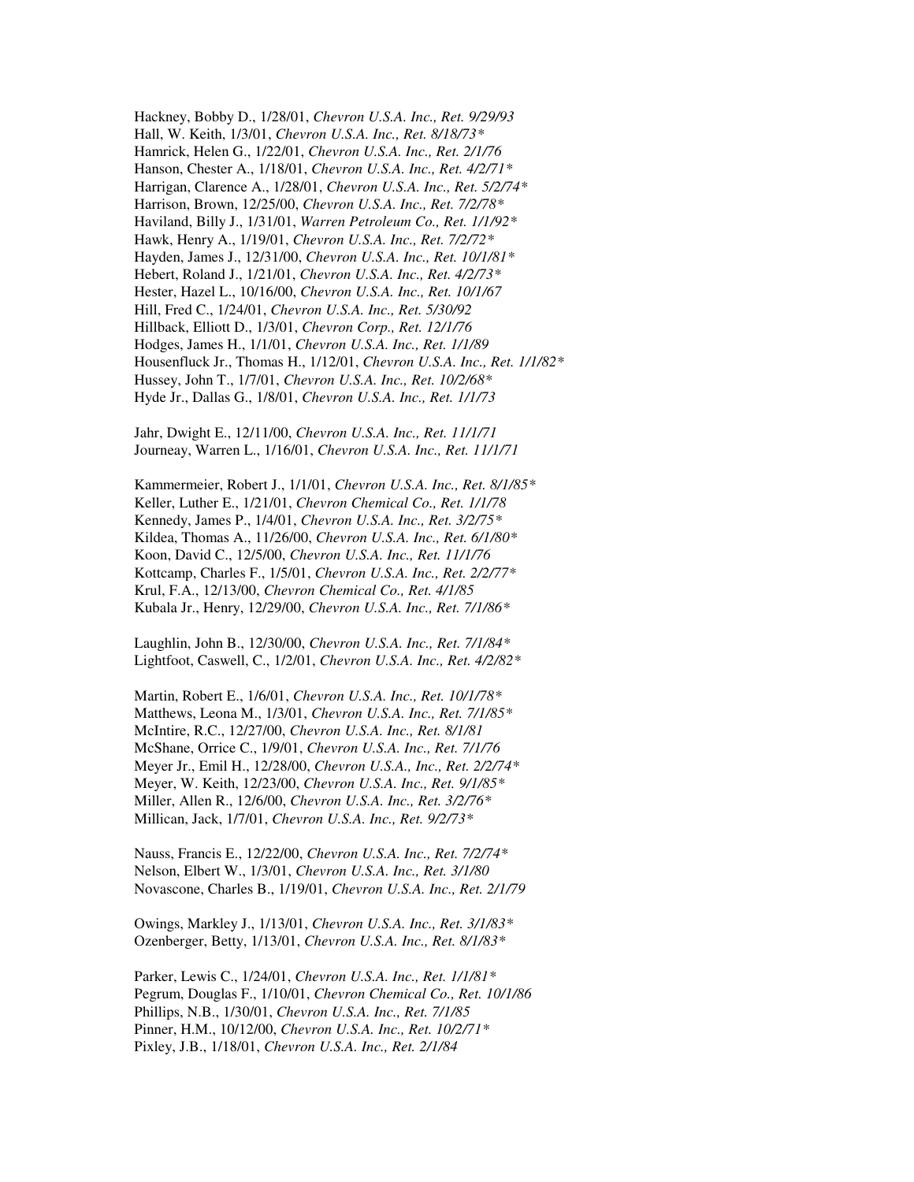Hackney, Bobby D., 1/28/01, *Chevron U.S.A. Inc., Ret. 9/29/93*
Hall, W. Keith, 1/3/01, *Chevron U.S.A. Inc., Ret. 8/18/73**
Hamrick, Helen G., 1/22/01, *Chevron U.S.A. Inc., Ret. 2/1/76*
Hanson, Chester A., 1/18/01, *Chevron U.S.A. Inc., Ret. 4/2/71**
Harrigan, Clarence A., 1/28/01, *Chevron U.S.A. Inc., Ret. 5/2/74**
Harrison, Brown, 12/25/00, *Chevron U.S.A. Inc., Ret. 7/2/78**
Haviland, Billy J., 1/31/01, *Warren Petroleum Co., Ret. 1/1/92**
Hawk, Henry A., 1/19/01, *Chevron U.S.A. Inc., Ret. 7/2/72**
Hayden, James J., 12/31/00, *Chevron U.S.A. Inc., Ret. 10/1/81**
Hebert, Roland J., 1/21/01, *Chevron U.S.A. Inc., Ret. 4/2/73**
Hester, Hazel L., 10/16/00, *Chevron U.S.A. Inc., Ret. 10/1/67*
Hill, Fred C., 1/24/01, *Chevron U.S.A. Inc., Ret. 5/30/92*
Hillback, Elliott D., 1/3/01, *Chevron Corp., Ret. 12/1/76*
Hodges, James H., 1/1/01, *Chevron U.S.A. Inc., Ret. 1/1/89*
Housenfluck Jr., Thomas H., 1/12/01, *Chevron U.S.A. Inc., Ret. 1/1/82**
Hussey, John T., 1/7/01, *Chevron U.S.A. Inc., Ret. 10/2/68**
Hyde Jr., Dallas G., 1/8/01, *Chevron U.S.A. Inc., Ret. 1/1/73*

Jahr, Dwight E., 12/11/00, *Chevron U.S.A. Inc., Ret. 11/1/71*
Journeay, Warren L., 1/16/01, *Chevron U.S.A. Inc., Ret. 11/1/71*

Kammermeier, Robert J., 1/1/01, *Chevron U.S.A. Inc., Ret. 8/1/85**
Keller, Luther E., 1/21/01, *Chevron Chemical Co., Ret. 1/1/78*
Kennedy, James P., 1/4/01, *Chevron U.S.A. Inc., Ret. 3/2/75**
Kildea, Thomas A., 11/26/00, *Chevron U.S.A. Inc., Ret. 6/1/80**
Koon, David C., 12/5/00, *Chevron U.S.A. Inc., Ret. 11/1/76*
Kottcamp, Charles F., 1/5/01, *Chevron U.S.A. Inc., Ret. 2/2/77**
Krul, F.A., 12/13/00, *Chevron Chemical Co., Ret. 4/1/85*
Kubala Jr., Henry, 12/29/00, *Chevron U.S.A. Inc., Ret. 7/1/86**

Laughlin, John B., 12/30/00, *Chevron U.S.A. Inc., Ret. 7/1/84**
Lightfoot, Caswell, C., 1/2/01, *Chevron U.S.A. Inc., Ret. 4/2/82**

Martin, Robert E., 1/6/01, *Chevron U.S.A. Inc., Ret. 10/1/78**
Matthews, Leona M., 1/3/01, *Chevron U.S.A. Inc., Ret. 7/1/85**
McIntire, R.C., 12/27/00, *Chevron U.S.A. Inc., Ret. 8/1/81*
McShane, Orrice C., 1/9/01, *Chevron U.S.A. Inc., Ret. 7/1/76*
Meyer Jr., Emil H., 12/28/00, *Chevron U.S.A., Inc., Ret. 2/2/74**
Meyer, W. Keith, 12/23/00, *Chevron U.S.A. Inc., Ret. 9/1/85**
Miller, Allen R., 12/6/00, *Chevron U.S.A. Inc., Ret. 3/2/76**
Millican, Jack, 1/7/01, *Chevron U.S.A. Inc., Ret. 9/2/73**

Nauss, Francis E., 12/22/00, *Chevron U.S.A. Inc., Ret. 7/2/74**
Nelson, Elbert W., 1/3/01, *Chevron U.S.A. Inc., Ret. 3/1/80*
Novascone, Charles B., 1/19/01, *Chevron U.S.A. Inc., Ret. 2/1/79*

Owings, Markley J., 1/13/01, *Chevron U.S.A. Inc., Ret. 3/1/83**
Ozenberger, Betty, 1/13/01, *Chevron U.S.A. Inc., Ret. 8/1/83**

Parker, Lewis C., 1/24/01, *Chevron U.S.A. Inc., Ret. 1/1/81**
Pegrum, Douglas F., 1/10/01, *Chevron Chemical Co., Ret. 10/1/86*
Phillips, N.B., 1/30/01, *Chevron U.S.A. Inc., Ret. 7/1/85*
Pinner, H.M., 10/12/00, *Chevron U.S.A. Inc., Ret. 10/2/71**
Pixley, J.B., 1/18/01, *Chevron U.S.A. Inc., Ret. 2/1/84*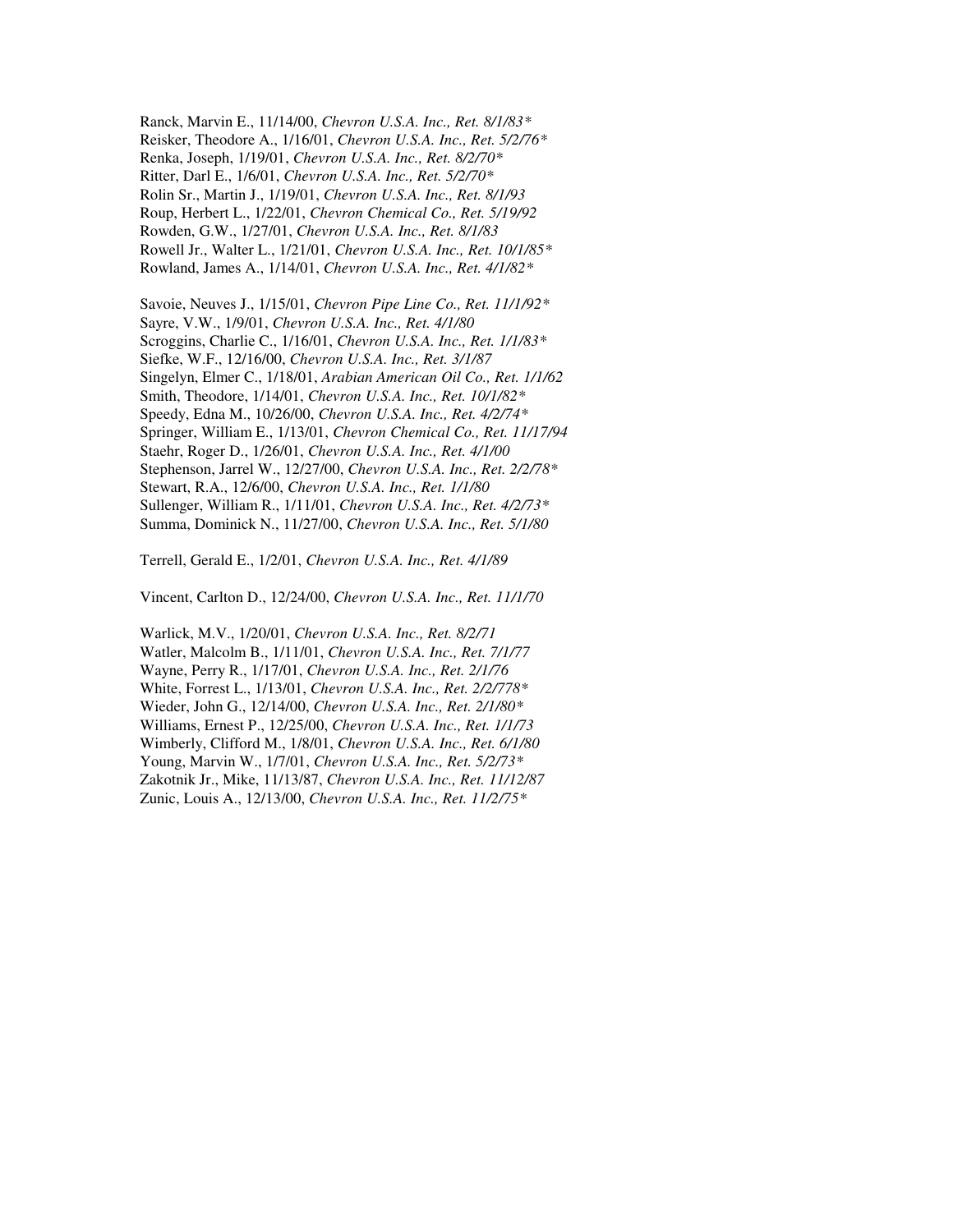Ranck, Marvin E., 11/14/00, *Chevron U.S.A. Inc., Ret. 8/1/83**  
Reisker, Theodore A., 1/16/01, *Chevron U.S.A. Inc., Ret. 5/2/76**  
Renka, Joseph, 1/19/01, *Chevron U.S.A. Inc., Ret. 8/2/70**  
Ritter, Darl E., 1/6/01, *Chevron U.S.A. Inc., Ret. 5/2/70**  
Rolin Sr., Martin J., 1/19/01, *Chevron U.S.A. Inc., Ret. 8/1/93*  
Roup, Herbert L., 1/22/01, *Chevron Chemical Co., Ret. 5/19/92*  
Rowden, G.W., 1/27/01, *Chevron U.S.A. Inc., Ret. 8/1/83*  
Rowell Jr., Walter L., 1/21/01, *Chevron U.S.A. Inc., Ret. 10/1/85**  
Rowland, James A., 1/14/01, *Chevron U.S.A. Inc., Ret. 4/1/82**

Savoie, Neuves J., 1/15/01, *Chevron Pipe Line Co., Ret. 11/1/92**  
Sayre, V.W., 1/9/01, *Chevron U.S.A. Inc., Ret. 4/1/80*  
Scroggins, Charlie C., 1/16/01, *Chevron U.S.A. Inc., Ret. 1/1/83**  
Siefke, W.F., 12/16/00, *Chevron U.S.A. Inc., Ret. 3/1/87*  
Singelyn, Elmer C., 1/18/01, *Arabian American Oil Co., Ret. 1/1/62*  
Smith, Theodore, 1/14/01, *Chevron U.S.A. Inc., Ret. 10/1/82**  
Speedy, Edna M., 10/26/00, *Chevron U.S.A. Inc., Ret. 4/2/74**  
Springer, William E., 1/13/01, *Chevron Chemical Co., Ret. 11/17/94*  
Staehr, Roger D., 1/26/01, *Chevron U.S.A. Inc., Ret. 4/1/00*  
Stephenson, Jarrel W., 12/27/00, *Chevron U.S.A. Inc., Ret. 2/2/78**  
Stewart, R.A., 12/6/00, *Chevron U.S.A. Inc., Ret. 1/1/80*  
Sullenger, William R., 1/11/01, *Chevron U.S.A. Inc., Ret. 4/2/73**  
Summa, Dominick N., 11/27/00, *Chevron U.S.A. Inc., Ret. 5/1/80*

Terrell, Gerald E., 1/2/01, *Chevron U.S.A. Inc., Ret. 4/1/89*

Vincent, Carlton D., 12/24/00, *Chevron U.S.A. Inc., Ret. 11/1/70*

Warlick, M.V., 1/20/01, *Chevron U.S.A. Inc., Ret. 8/2/71*  
Watler, Malcolm B., 1/11/01, *Chevron U.S.A. Inc., Ret. 7/1/77*  
Wayne, Perry R., 1/17/01, *Chevron U.S.A. Inc., Ret. 2/1/76*  
White, Forrest L., 1/13/01, *Chevron U.S.A. Inc., Ret. 2/2/778**  
Wieder, John G., 12/14/00, *Chevron U.S.A. Inc., Ret. 2/1/80**  
Williams, Ernest P., 12/25/00, *Chevron U.S.A. Inc., Ret. 1/1/73*  
Wimberly, Clifford M., 1/8/01, *Chevron U.S.A. Inc., Ret. 6/1/80*  
Young, Marvin W., 1/7/01, *Chevron U.S.A. Inc., Ret. 5/2/73**  
Zakotnik Jr., Mike, 11/13/87, *Chevron U.S.A. Inc., Ret. 11/12/87*  
Zunic, Louis A., 12/13/00, *Chevron U.S.A. Inc., Ret. 11/2/75**